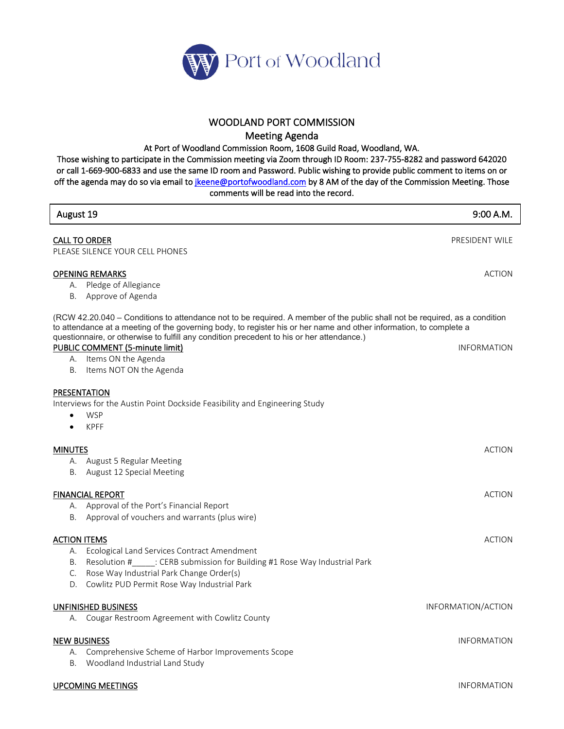Port of Woodland

# WOODLAND PORT COMMISSION

## Meeting Agenda

At Port of Woodland Commission Room, 1608 Guild Road, Woodland, WA.

Those wishing to participate in the Commission meeting via Zoom through ID Room: 237-755-8282 and password 642020 or call 1-669-900-6833 and use the same ID room and Password. Public wishing to provide public comment to items on or off the agenda may do so via email to jkeene@portofwoodland.com by 8 AM of the day of the Commission Meeting. Those comments will be read into the record.

| August 19 | 9:00 A.M. |
|---|---|

**CALL TO ORDER** — PRESIDENT WILE

PLEASE SILENCE YOUR CELL PHONES

**OPENING REMARKS** — ACTION

A. Pledge of Allegiance
B. Approve of Agenda

(RCW 42.20.040 – Conditions to attendance not to be required. A member of the public shall not be required, as a condition to attendance at a meeting of the governing body, to register his or her name and other information, to complete a questionnaire, or otherwise to fulfill any condition precedent to his or her attendance.)

**PUBLIC COMMENT (5-minute limit)** — INFORMATION

A. Items ON the Agenda
B. Items NOT ON the Agenda

**PRESENTATION**

Interviews for the Austin Point Dockside Feasibility and Engineering Study

- WSP
- KPFF

**MINUTES** — ACTION

A. August 5 Regular Meeting
B. August 12 Special Meeting

**FINANCIAL REPORT** — ACTION

A. Approval of the Port's Financial Report
B. Approval of vouchers and warrants (plus wire)

**ACTION ITEMS** — ACTION

A. Ecological Land Services Contract Amendment
B. Resolution #_____: CERB submission for Building #1 Rose Way Industrial Park
C. Rose Way Industrial Park Change Order(s)
D. Cowlitz PUD Permit Rose Way Industrial Park

**UNFINISHED BUSINESS** — INFORMATION/ACTION

A. Cougar Restroom Agreement with Cowlitz County

**NEW BUSINESS** — INFORMATION

A. Comprehensive Scheme of Harbor Improvements Scope
B. Woodland Industrial Land Study

**UPCOMING MEETINGS** — INFORMATION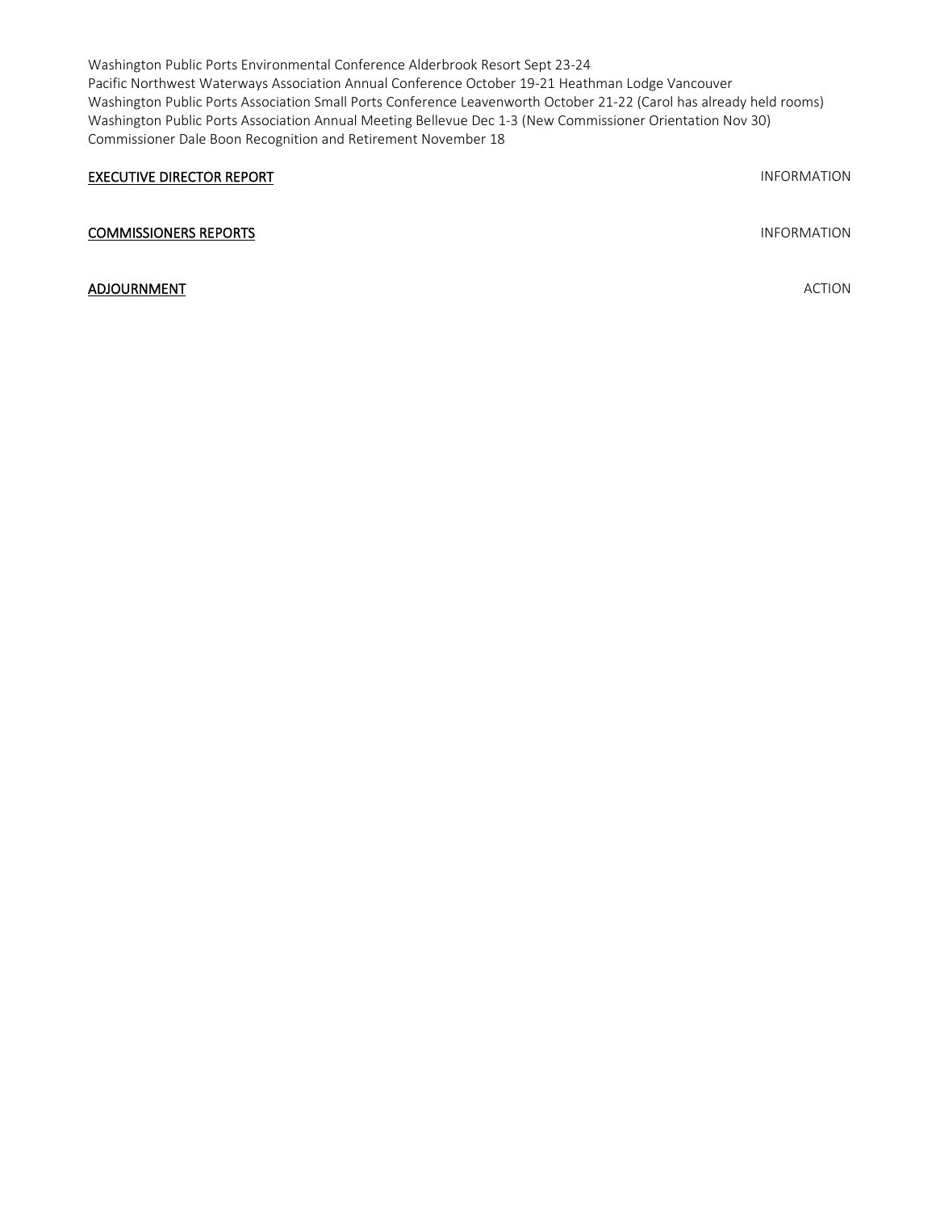Washington Public Ports Environmental Conference Alderbrook Resort Sept 23-24
Pacific Northwest Waterways Association Annual Conference October 19-21 Heathman Lodge Vancouver
Washington Public Ports Association Small Ports Conference Leavenworth October 21-22 (Carol has already held rooms)
Washington Public Ports Association Annual Meeting Bellevue Dec 1-3 (New Commissioner Orientation Nov 30)
Commissioner Dale Boon Recognition and Retirement November 18

**EXECUTIVE DIRECTOR REPORT** INFORMATION

**COMMISSIONERS REPORTS** INFORMATION

**ADJOURNMENT** ACTION